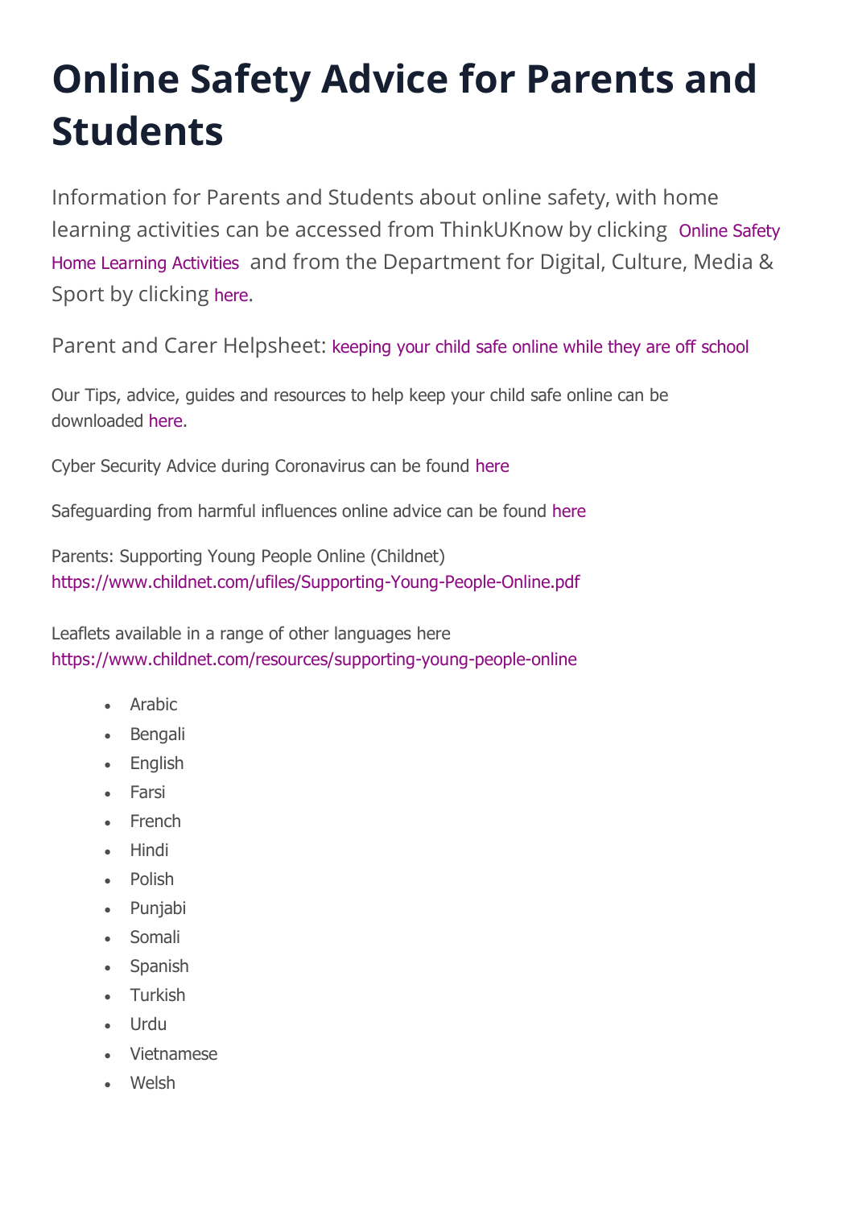# Online Safety Advice for Parents and Students

Information for Parents and Students about online safety, with home learning activities can be accessed from ThinkUKnow by clicking Online Safety Home Learning Activities and from the Department for Digital, Culture, Media & Sport by clicking here.

Parent and Carer Helpsheet: keeping your child safe online while they are off school

Our Tips, advice, guides and resources to help keep your child safe online can be downloaded here.

Cyber Security Advice during Coronavirus can be found here

Safeguarding from harmful influences online advice can be found here

Parents: Supporting Young People Online (Childnet)
https://www.childnet.com/ufiles/Supporting-Young-People-Online.pdf

Leaflets available in a range of other languages here
https://www.childnet.com/resources/supporting-young-people-online

- Arabic
- Bengali
- English
- Farsi
- French
- Hindi
- Polish
- Punjabi
- Somali
- Spanish
- Turkish
- Urdu
- Vietnamese
- Welsh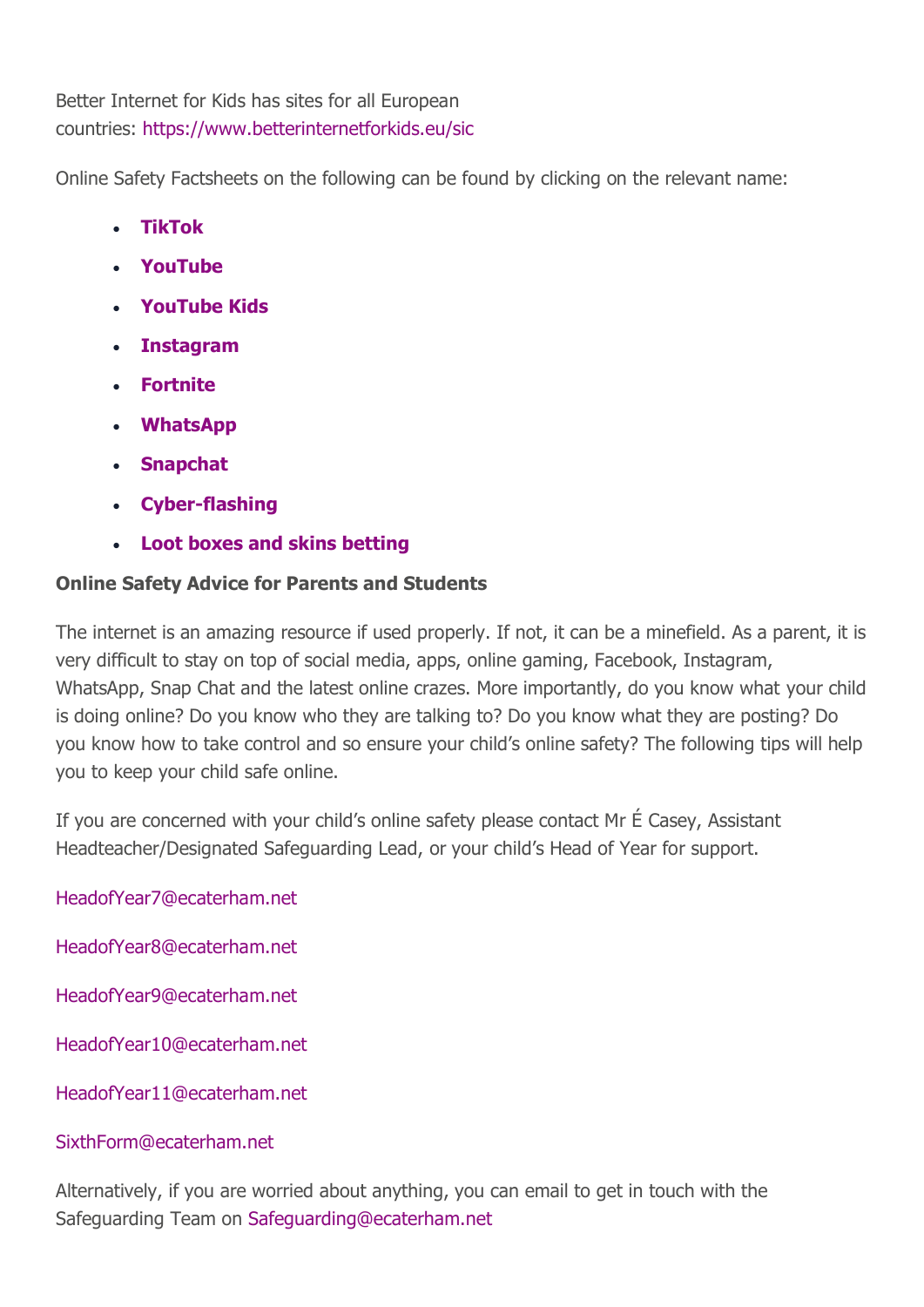Better Internet for Kids has sites for all European countries: https://www.betterinternetforkids.eu/sic

Online Safety Factsheets on the following can be found by clicking on the relevant name:

- **TikTok**
- **YouTube**
- **YouTube Kids**
- **Instagram**
- **Fortnite**
- **WhatsApp**
- **Snapchat**
- **Cyber-flashing**
- **Loot boxes and skins betting**

**Online Safety Advice for Parents and Students**

The internet is an amazing resource if used properly. If not, it can be a minefield. As a parent, it is very difficult to stay on top of social media, apps, online gaming, Facebook, Instagram, WhatsApp, Snap Chat and the latest online crazes. More importantly, do you know what your child is doing online? Do you know who they are talking to? Do you know what they are posting? Do you know how to take control and so ensure your child's online safety? The following tips will help you to keep your child safe online.

If you are concerned with your child's online safety please contact Mr É Casey, Assistant Headteacher/Designated Safeguarding Lead, or your child's Head of Year for support.

HeadofYear7@ecaterham.net

HeadofYear8@ecaterham.net

HeadofYear9@ecaterham.net

HeadofYear10@ecaterham.net

HeadofYear11@ecaterham.net

SixthForm@ecaterham.net

Alternatively, if you are worried about anything, you can email to get in touch with the Safeguarding Team on Safeguarding@ecaterham.net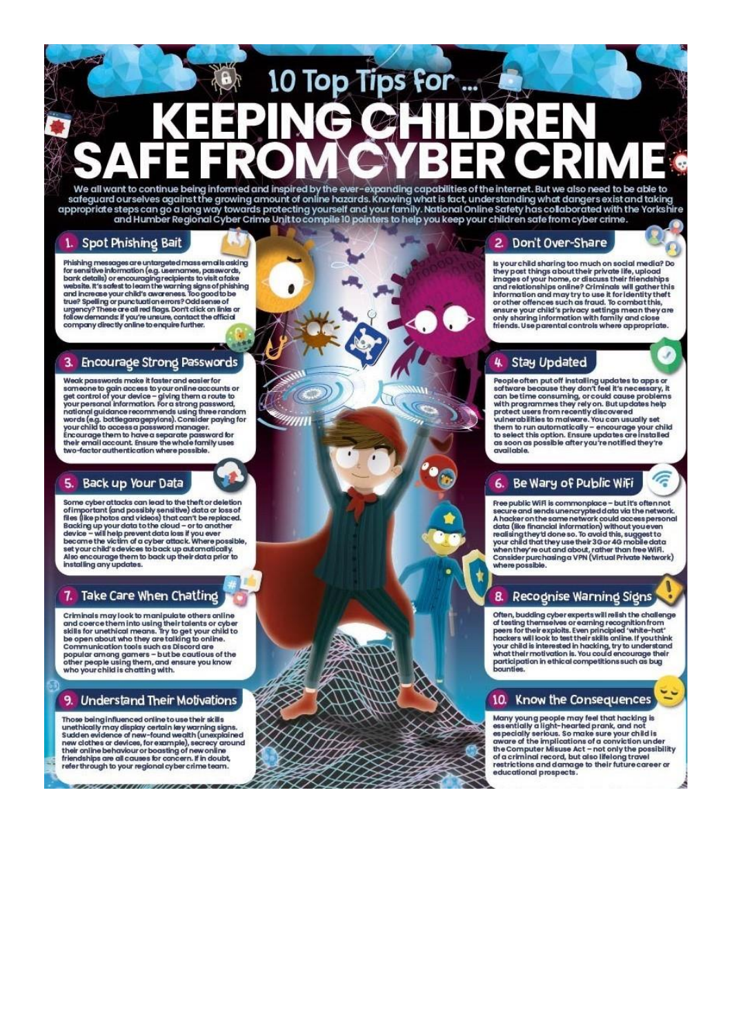# 10 Top Tips for ...

# KEEPING CHILDREN SAFE FROM CYBER CRIME

We all want to continue being informed and inspired by the ever-expanding capabilities of the internet. But we also need to be able to safeguard ourselves against the growing amount of online hazards. Knowing what is fact, understanding what dangers exist and taking appropriate steps can go a long way towards protecting yourself and your family. National Online Safety has collaborated with the Yorkshire and Humber Regional Cyber Crime Unit to compile 10 pointers to help you keep your children safe from cyber crime.

## 1. Spot Phishing Bait

Phishing messages are untargeted mass emails asking for sensitive information (e.g. usernames, passwords, bank details) or encouraging recipients to visit a fake website. It's safest to learn the warning signs of phishing and increase your child's awareness. Too good to be true? Spelling or punctuation errors? Odd sense of urgency? These are all red flags. Don't click on links or follow demands: if you're unsure, contact the official company directly online to enquire further.

## 2. Don't Over-Share

Is your child sharing too much on social media? Do they post things about their private life, upload images of your home, or discuss their friendships and relationships online? Criminals will gather this information and may try to use it for identity theft or other offences such as fraud. To combat this, ensure your child's privacy settings mean they are only sharing information with family and close friends. Use parental controls where appropriate.

## 3. Encourage Strong Passwords

Weak passwords make it faster and easier for someone to gain access to your online accounts or get control of your device – giving them a route to your personal information. For a strong password, national guidance recommends using three random words (e.g. bottlegaragepylons). Consider paying for your child to access a password manager. Encourage them to have a separate password for their email account. Ensure the whole family uses two-factor authentication where possible.

## 4. Stay Updated

People often put off installing updates to apps or software because they don't feel it's necessary, it can be time consuming, or could cause problems with programmes they rely on. But updates help protect users from recently discovered vulnerabilities to malware. You can usually set them to run automatically – encourage your child to select this option. Ensure updates are installed as soon as possible after you're notified they're available.

## 5. Back up Your Data

Some cyber attacks can lead to the theft or deletion of important (and possibly sensitive) data or loss of files (like photos and videos) that can't be replaced. Backing up your data to the cloud – or to another device – will help prevent data loss if you ever become the victim of a cyber attack. Where possible, set your child's devices to back up automatically. Also encourage them to back up their data prior to installing any updates.

## 6. Be Wary of Public WiFi

Free public WiFi is commonplace – but it's often not secure and sends unencrypted data via the network. A hacker on the same network could access personal data (like financial information) without you even realising they'd done so. To avoid this, suggest to your child that they use their 3G or 4G mobile data when they're out and about, rather than free WiFi. Consider purchasing a VPN (Virtual Private Network) where possible.

## 7. Take Care When Chatting

Criminals may look to manipulate others online and coerce them into using their talents or cyber skills for unethical means. Try to get your child to be open about who they are talking to online. Communication tools such as Discord are popular among gamers – but be cautious of the other people using them, and ensure you know who your child is chatting with.

## 8. Recognise Warning Signs

Often, budding cyber experts will relish the challenge of testing themselves or earning recognition from peers for their exploits. Even principled 'white-hat' hackers will look to test their skills online. If you think your child is interested in hacking, try to understand what their motivation is. You could encourage their participation in ethical competitions such as bug bounties.

## 9. Understand Their Motivations

Those being influenced online to use their skills unethically may display certain key warning signs. Sudden evidence of new-found wealth (unexplained new clothes or devices, for example), secrecy around their online behaviour or boasting of new online friendships are all causes for concern. If in doubt, refer through to your regional cyber crime team.

## 10. Know the Consequences

Many young people may feel that hacking is essentially a light-hearted prank, and not especially serious. So make sure your child is aware of the implications of a conviction under the Computer Misuse Act – not only the possibility of a criminal record, but also lifelong travel restrictions and damage to their future career or educational prospects.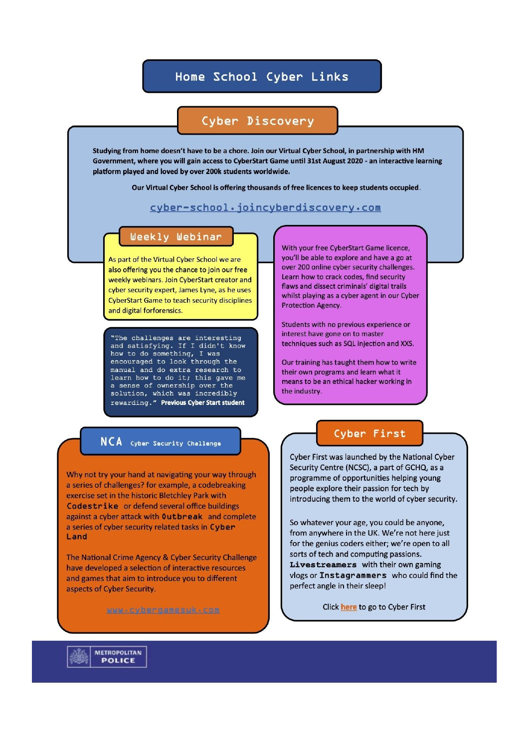# Home School Cyber Links

## Cyber Discovery

**Studying from home doesn't have to be a chore. Join our Virtual Cyber School, in partnership with HM Government, where you will gain access to CyberStart Game until 31st August 2020 - an interactive learning platform played and loved by over 200k students worldwide.**

**Our Virtual Cyber School is offering thousands of free licences to keep students occupied.**

[cyber-school.joincyberdiscovery.com](cyber-school.joincyberdiscovery.com)

### Weekly Webinar

As part of the Virtual Cyber School we are also offering you the chance to join our free weekly webinars. Join CyberStart creator and cyber security expert, James Lyne, as he uses CyberStart Game to teach security disciplines and digital forforensics.

"The challenges are interesting and satisfying. If I didn't know how to do something, I was encouraged to look through the manual and do extra research to learn how to do it; this gave me a sense of ownership over the solution, which was incredibly rewarding." **Previous Cyber Start student**

With your free CyberStart Game licence, you'll be able to explore and have a go at over 200 online cyber security challenges. Learn how to crack codes, find security flaws and dissect criminals' digital trails whilst playing as a cyber agent in our Cyber Protection Agency.

Students with no previous experience or interest have gone on to master techniques such as SQL injection and XXS.

Our training has taught them how to write their own programs and learn what it means to be an ethical hacker working in the industry.

## NCA Cyber Security Challenge

Why not try your hand at navigating your way through a series of challenges? for example, a codebreaking exercise set in the historic Bletchley Park with **Codestrike** or defend several office buildings against a cyber attack with **Outbreak** and complete a series of cyber security related tasks in **Cyber Land**

The National Crime Agency & Cyber Security Challenge have developed a selection of interactive resources and games that aim to introduce you to different aspects of Cyber Security.

[www.cybergamesuk.com](www.cybergamesuk.com)

## Cyber First

Cyber First was launched by the National Cyber Security Centre (NCSC), a part of GCHQ, as a programme of opportunities helping young people explore their passion for tech by introducing them to the world of cyber security.

So whatever your age, you could be anyone, from anywhere in the UK. We're not here just for the genius coders either; we're open to all sorts of tech and computing passions. **Livestreamers** with their own gaming vlogs or **Instagrammers** who could find the perfect angle in their sleep!

Click here to go to Cyber First

METROPOLITAN POLICE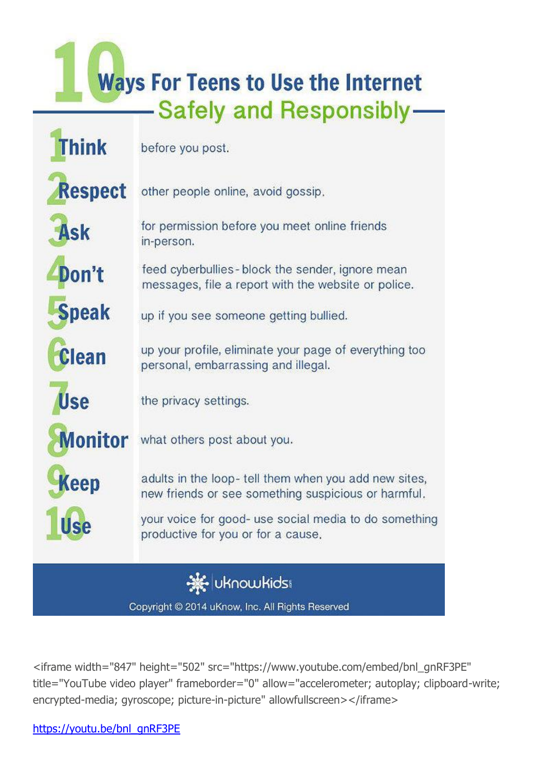# 10 Ways For Teens to Use the Internet Safely and Responsibly

1. **Think** before you post.
2. **Respect** other people online, avoid gossip.
3. **Ask** for permission before you meet online friends in-person.
4. **Don't** feed cyberbullies - block the sender, ignore mean messages, file a report with the website or police.
5. **Speak** up if you see someone getting bullied.
6. **Clean** up your profile, eliminate your page of everything too personal, embarrassing and illegal.
7. **Use** the privacy settings.
8. **Monitor** what others post about you.
9. **Keep** adults in the loop - tell them when you add new sites, new friends or see something suspicious or harmful.
10. **Use** your voice for good - use social media to do something productive for you or for a cause.

uknowkids

Copyright © 2014 uKnow, Inc. All Rights Reserved

```
<iframe width="847" height="502" src="https://www.youtube.com/embed/bnl_gnRF3PE" title="YouTube video player" frameborder="0" allow="accelerometer; autoplay; clipboard-write; encrypted-media; gyroscope; picture-in-picture" allowfullscreen></iframe>
```

https://youtu.be/bnl_gnRF3PE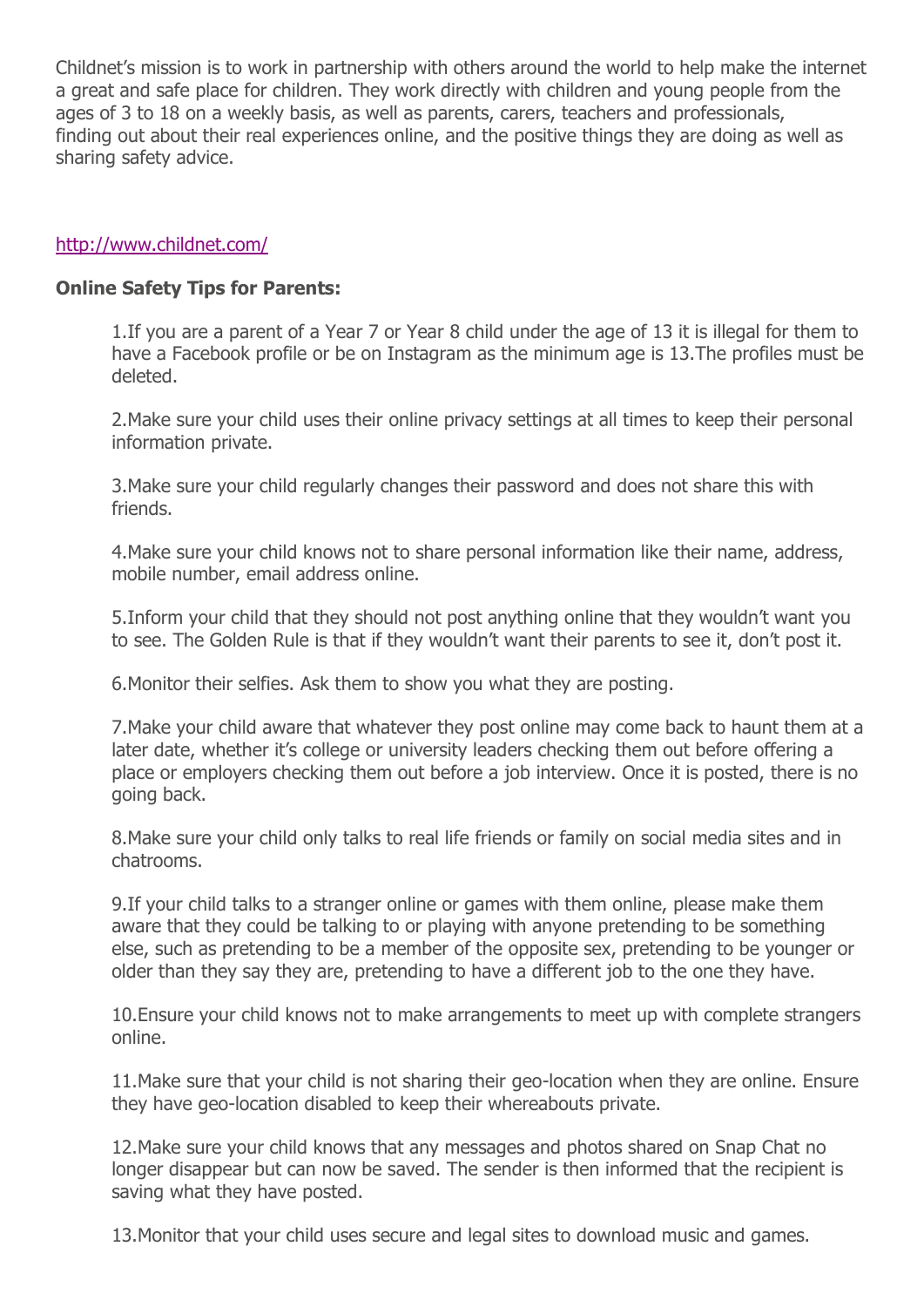Childnet's mission is to work in partnership with others around the world to help make the internet a great and safe place for children. They work directly with children and young people from the ages of 3 to 18 on a weekly basis, as well as parents, carers, teachers and professionals, finding out about their real experiences online, and the positive things they are doing as well as sharing safety advice.

http://www.childnet.com/

**Online Safety Tips for Parents:**

1.If you are a parent of a Year 7 or Year 8 child under the age of 13 it is illegal for them to have a Facebook profile or be on Instagram as the minimum age is 13.The profiles must be deleted.

2.Make sure your child uses their online privacy settings at all times to keep their personal information private.

3.Make sure your child regularly changes their password and does not share this with friends.

4.Make sure your child knows not to share personal information like their name, address, mobile number, email address online.

5.Inform your child that they should not post anything online that they wouldn't want you to see. The Golden Rule is that if they wouldn't want their parents to see it, don't post it.

6.Monitor their selfies. Ask them to show you what they are posting.

7.Make your child aware that whatever they post online may come back to haunt them at a later date, whether it's college or university leaders checking them out before offering a place or employers checking them out before a job interview. Once it is posted, there is no going back.

8.Make sure your child only talks to real life friends or family on social media sites and in chatrooms.

9.If your child talks to a stranger online or games with them online, please make them aware that they could be talking to or playing with anyone pretending to be something else, such as pretending to be a member of the opposite sex, pretending to be younger or older than they say they are, pretending to have a different job to the one they have.

10.Ensure your child knows not to make arrangements to meet up with complete strangers online.

11.Make sure that your child is not sharing their geo-location when they are online. Ensure they have geo-location disabled to keep their whereabouts private.

12.Make sure your child knows that any messages and photos shared on Snap Chat no longer disappear but can now be saved. The sender is then informed that the recipient is saving what they have posted.

13.Monitor that your child uses secure and legal sites to download music and games.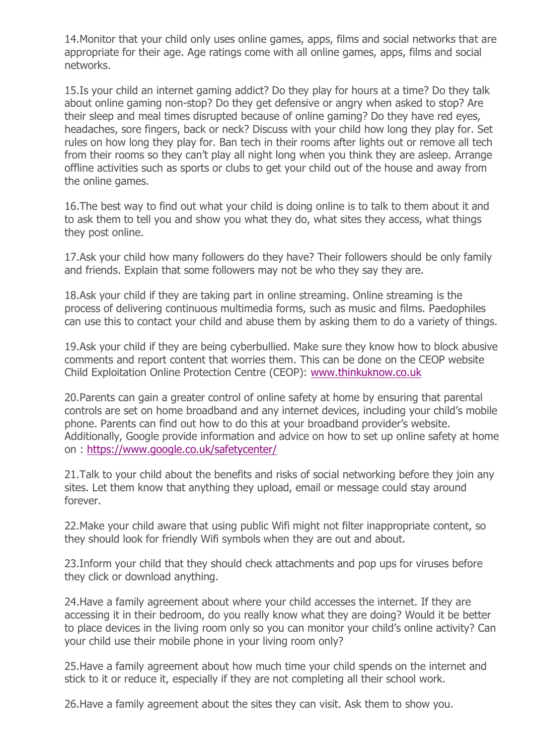14.Monitor that your child only uses online games, apps, films and social networks that are appropriate for their age. Age ratings come with all online games, apps, films and social networks.

15.Is your child an internet gaming addict? Do they play for hours at a time? Do they talk about online gaming non-stop? Do they get defensive or angry when asked to stop? Are their sleep and meal times disrupted because of online gaming? Do they have red eyes, headaches, sore fingers, back or neck? Discuss with your child how long they play for. Set rules on how long they play for. Ban tech in their rooms after lights out or remove all tech from their rooms so they can't play all night long when you think they are asleep. Arrange offline activities such as sports or clubs to get your child out of the house and away from the online games.

16.The best way to find out what your child is doing online is to talk to them about it and to ask them to tell you and show you what they do, what sites they access, what things they post online.

17.Ask your child how many followers do they have? Their followers should be only family and friends. Explain that some followers may not be who they say they are.

18.Ask your child if they are taking part in online streaming. Online streaming is the process of delivering continuous multimedia forms, such as music and films. Paedophiles can use this to contact your child and abuse them by asking them to do a variety of things.

19.Ask your child if they are being cyberbullied. Make sure they know how to block abusive comments and report content that worries them. This can be done on the CEOP website Child Exploitation Online Protection Centre (CEOP): [www.thinkuknow.co.uk](www.thinkuknow.co.uk)

20.Parents can gain a greater control of online safety at home by ensuring that parental controls are set on home broadband and any internet devices, including your child's mobile phone. Parents can find out how to do this at your broadband provider's website. Additionally, Google provide information and advice on how to set up online safety at home on : [https://www.google.co.uk/safetycenter/](https://www.google.co.uk/safetycenter/)

21.Talk to your child about the benefits and risks of social networking before they join any sites. Let them know that anything they upload, email or message could stay around forever.

22.Make your child aware that using public Wifi might not filter inappropriate content, so they should look for friendly Wifi symbols when they are out and about.

23.Inform your child that they should check attachments and pop ups for viruses before they click or download anything.

24.Have a family agreement about where your child accesses the internet. If they are accessing it in their bedroom, do you really know what they are doing? Would it be better to place devices in the living room only so you can monitor your child's online activity? Can your child use their mobile phone in your living room only?

25.Have a family agreement about how much time your child spends on the internet and stick to it or reduce it, especially if they are not completing all their school work.

26.Have a family agreement about the sites they can visit. Ask them to show you.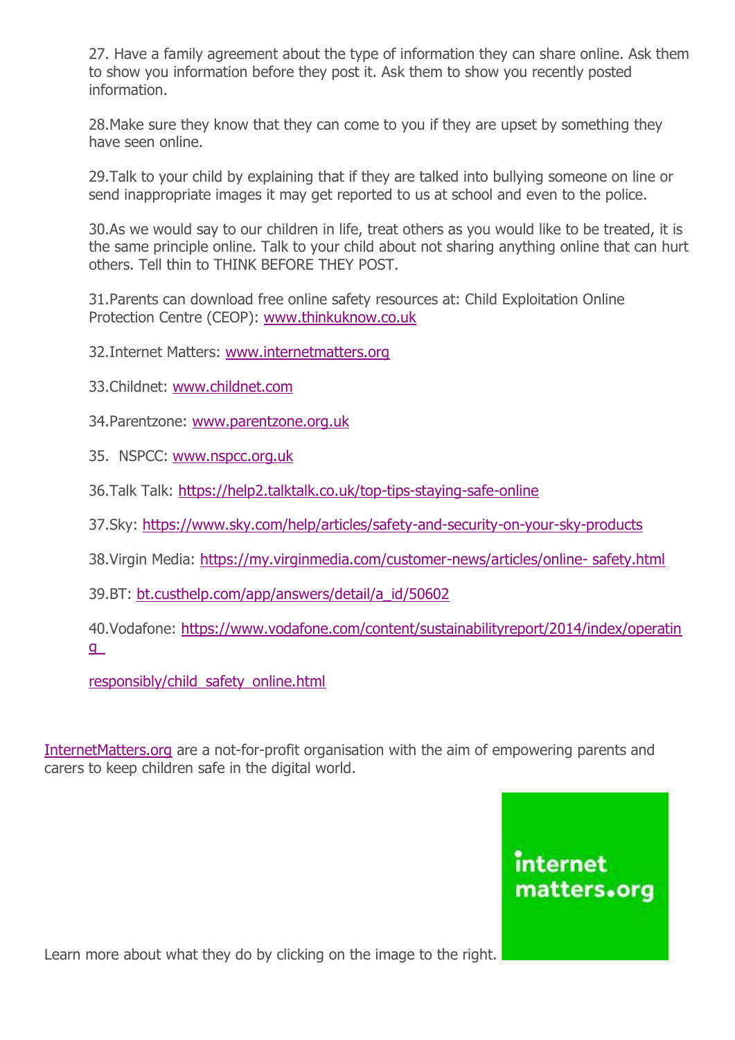27. Have a family agreement about the type of information they can share online. Ask them to show you information before they post it. Ask them to show you recently posted information.

28.Make sure they know that they can come to you if they are upset by something they have seen online.

29.Talk to your child by explaining that if they are talked into bullying someone on line or send inappropriate images it may get reported to us at school and even to the police.

30.As we would say to our children in life, treat others as you would like to be treated, it is the same principle online. Talk to your child about not sharing anything online that can hurt others. Tell thin to THINK BEFORE THEY POST.

31.Parents can download free online safety resources at: Child Exploitation Online Protection Centre (CEOP): www.thinkuknow.co.uk

32.Internet Matters: www.internetmatters.org

33.Childnet: www.childnet.com

34.Parentzone: www.parentzone.org.uk

35. NSPCC: www.nspcc.org.uk

36.Talk Talk: https://help2.talktalk.co.uk/top-tips-staying-safe-online

37.Sky: https://www.sky.com/help/articles/safety-and-security-on-your-sky-products

38.Virgin Media: https://my.virginmedia.com/customer-news/articles/online- safety.html

39.BT: bt.custhelp.com/app/answers/detail/a_id/50602

40.Vodafone: https://www.vodafone.com/content/sustainabilityreport/2014/index/operating_

responsibly/child_safety_online.html

InternetMatters.org are a not-for-profit organisation with the aim of empowering parents and carers to keep children safe in the digital world.

internet matters.org

Learn more about what they do by clicking on the image to the right.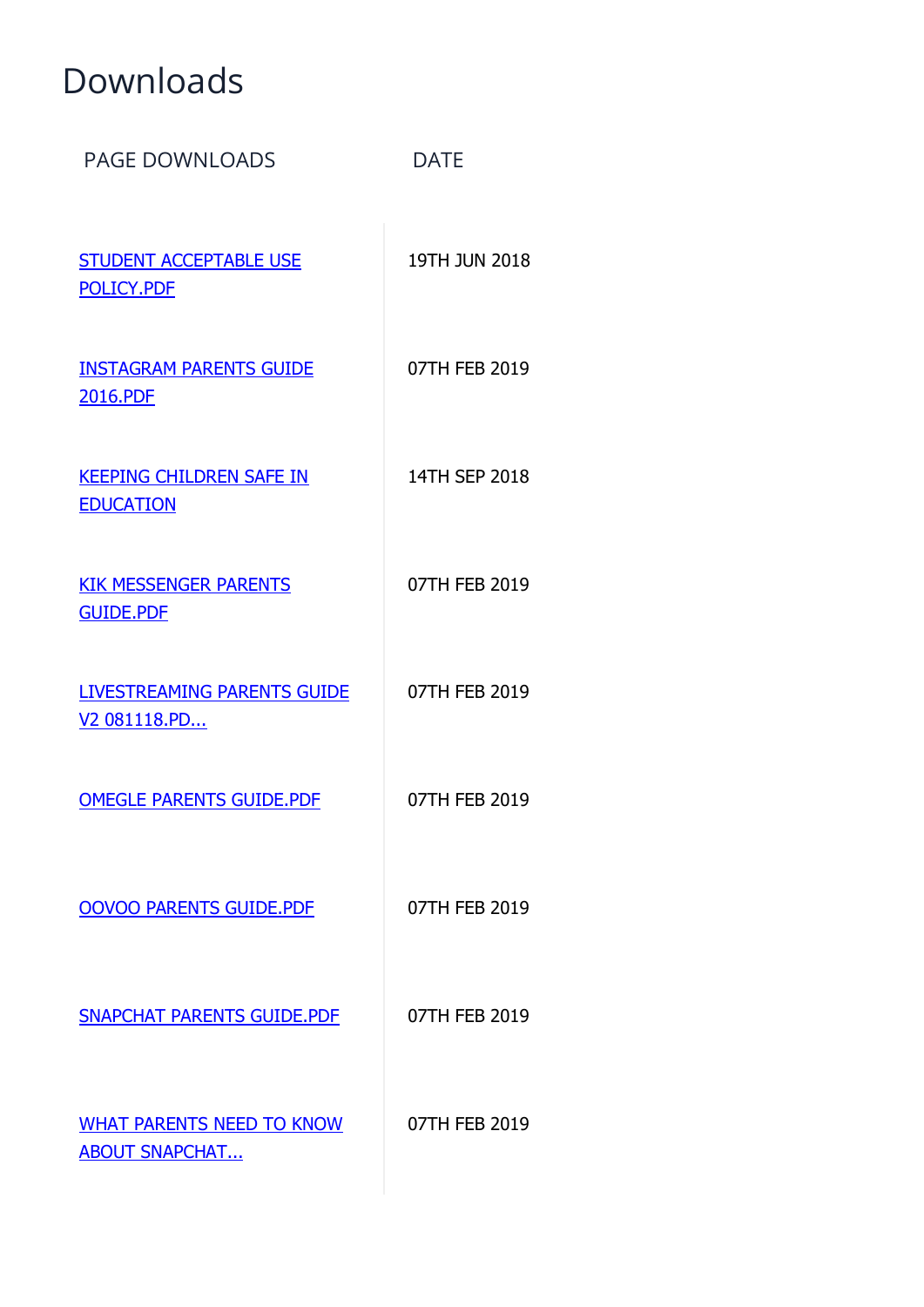# Downloads

| PAGE DOWNLOADS | DATE |
| --- | --- |
| STUDENT ACCEPTABLE USE POLICY.PDF | 19TH JUN 2018 |
| INSTAGRAM PARENTS GUIDE 2016.PDF | 07TH FEB 2019 |
| KEEPING CHILDREN SAFE IN EDUCATION | 14TH SEP 2018 |
| KIK MESSENGER PARENTS GUIDE.PDF | 07TH FEB 2019 |
| LIVESTREAMING PARENTS GUIDE V2 081118.PD... | 07TH FEB 2019 |
| OMEGLE PARENTS GUIDE.PDF | 07TH FEB 2019 |
| OOVOO PARENTS GUIDE.PDF | 07TH FEB 2019 |
| SNAPCHAT PARENTS GUIDE.PDF | 07TH FEB 2019 |
| WHAT PARENTS NEED TO KNOW ABOUT SNAPCHAT... | 07TH FEB 2019 |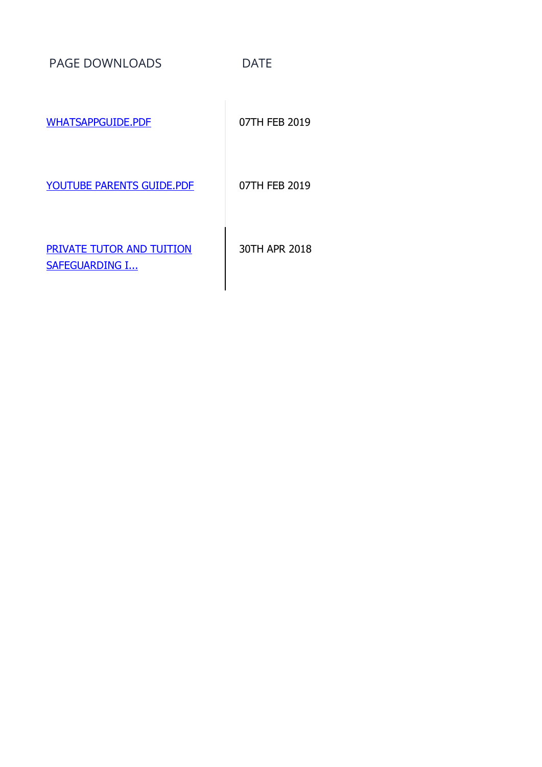| PAGE DOWNLOADS | DATE |
| --- | --- |
| WHATSAPPGUIDE.PDF | 07TH FEB 2019 |
| YOUTUBE PARENTS GUIDE.PDF | 07TH FEB 2019 |
| PRIVATE TUTOR AND TUITION SAFEGUARDING I... | 30TH APR 2018 |